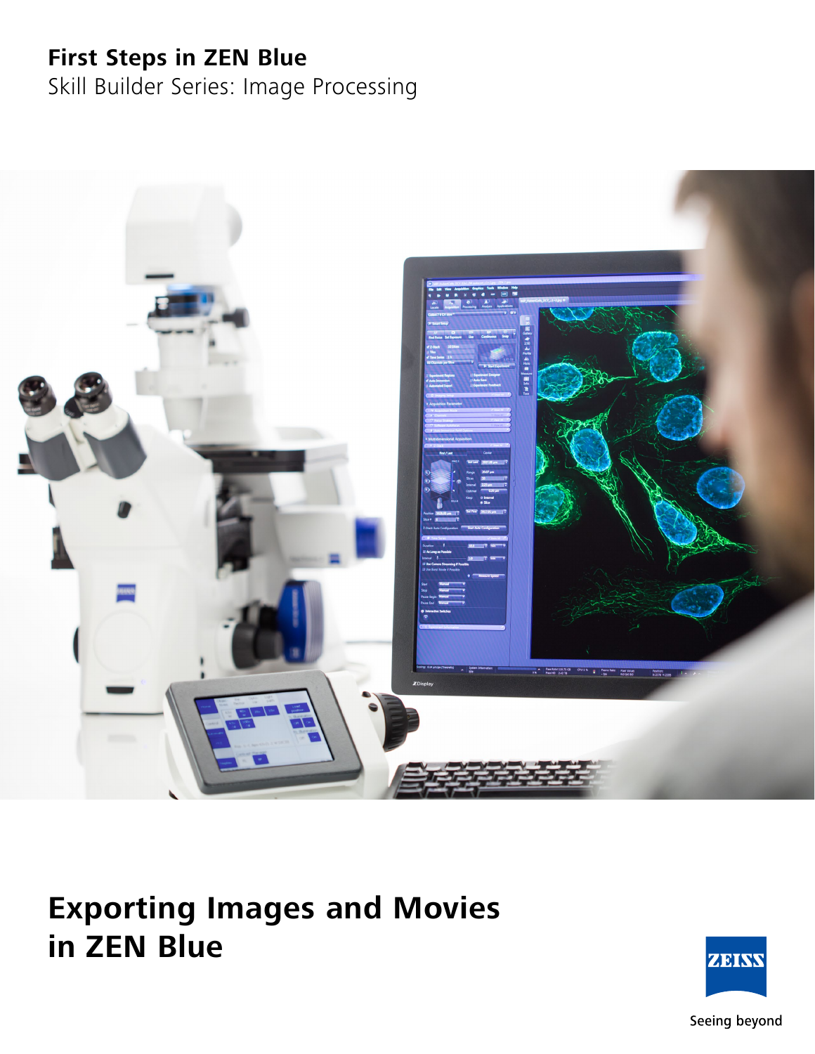**First Steps in ZEN Blue**

Skill Builder Series: Image Processing

# Exporting Images and Movies in ZEN Blue

Seeing beyond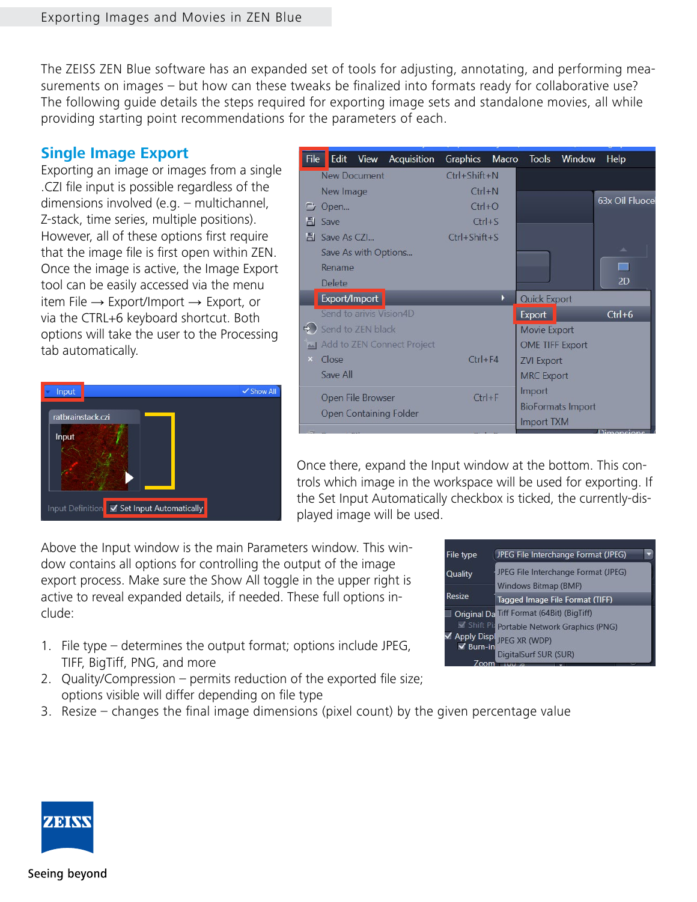The ZEISS ZEN Blue software has an expanded set of tools for adjusting, annotating, and performing measurements on images – but how can these tweaks be finalized into formats ready for collaborative use? The following guide details the steps required for exporting image sets and standalone movies, all while providing starting point recommendations for the parameters of each.

## Single Image Export

Exporting an image or images from a single .CZI file input is possible regardless of the dimensions involved (e.g. – multichannel, Z-stack, time series, multiple positions). However, all of these options first require that the image file is first open within ZEN. Once the image is active, the Image Export tool can be easily accessed via the menu item File → Export/Import → Export, or via the CTRL+6 keyboard shortcut. Both options will take the user to the Processing tab automatically.

Once there, expand the Input window at the bottom. This controls which image in the workspace will be used for exporting. If the Set Input Automatically checkbox is ticked, the currently-displayed image will be used.

Above the Input window is the main Parameters window. This window contains all options for controlling the output of the image export process. Make sure the Show All toggle in the upper right is active to reveal expanded details, if needed. These full options include:

1. File type – determines the output format; options include JPEG, TIFF, BigTiff, PNG, and more
2. Quality/Compression – permits reduction of the exported file size; options visible will differ depending on file type
3. Resize – changes the final image dimensions (pixel count) by the given percentage value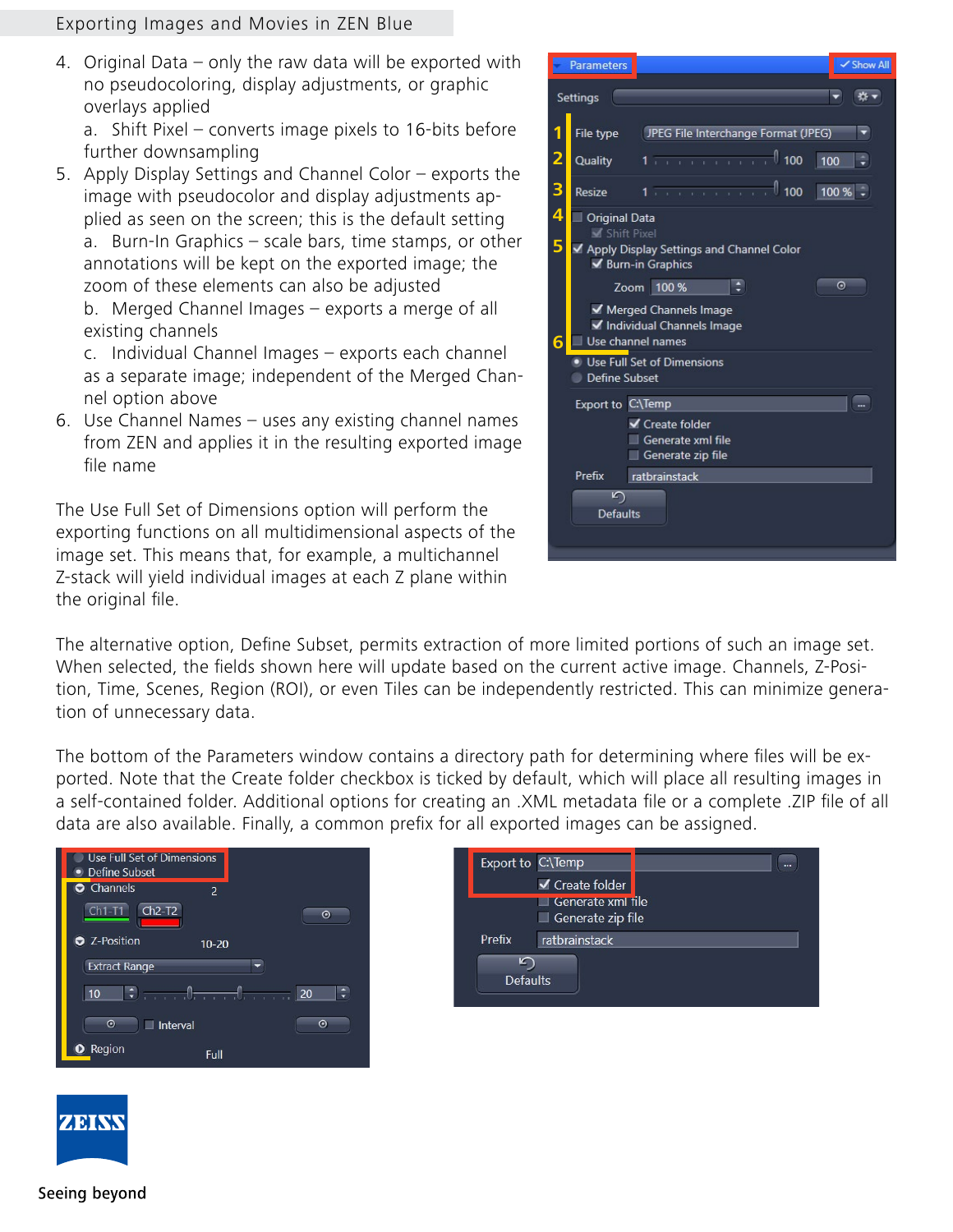4. Original Data – only the raw data will be exported with no pseudocoloring, display adjustments, or graphic overlays applied
   a. Shift Pixel – converts image pixels to 16-bits before further downsampling
5. Apply Display Settings and Channel Color – exports the image with pseudocolor and display adjustments applied as seen on the screen; this is the default setting
   a. Burn-In Graphics – scale bars, time stamps, or other annotations will be kept on the exported image; the zoom of these elements can also be adjusted
   b. Merged Channel Images – exports a merge of all existing channels
   c. Individual Channel Images – exports each channel as a separate image; independent of the Merged Channel option above
6. Use Channel Names – uses any existing channel names from ZEN and applies it in the resulting exported image file name

The Use Full Set of Dimensions option will perform the exporting functions on all multidimensional aspects of the image set. This means that, for example, a multichannel Z-stack will yield individual images at each Z plane within the original file.

The alternative option, Define Subset, permits extraction of more limited portions of such an image set. When selected, the fields shown here will update based on the current active image. Channels, Z-Position, Time, Scenes, Region (ROI), or even Tiles can be independently restricted. This can minimize generation of unnecessary data.

The bottom of the Parameters window contains a directory path for determining where files will be exported. Note that the Create folder checkbox is ticked by default, which will place all resulting images in a self-contained folder. Additional options for creating an .XML metadata file or a complete .ZIP file of all data are also available. Finally, a common prefix for all exported images can be assigned.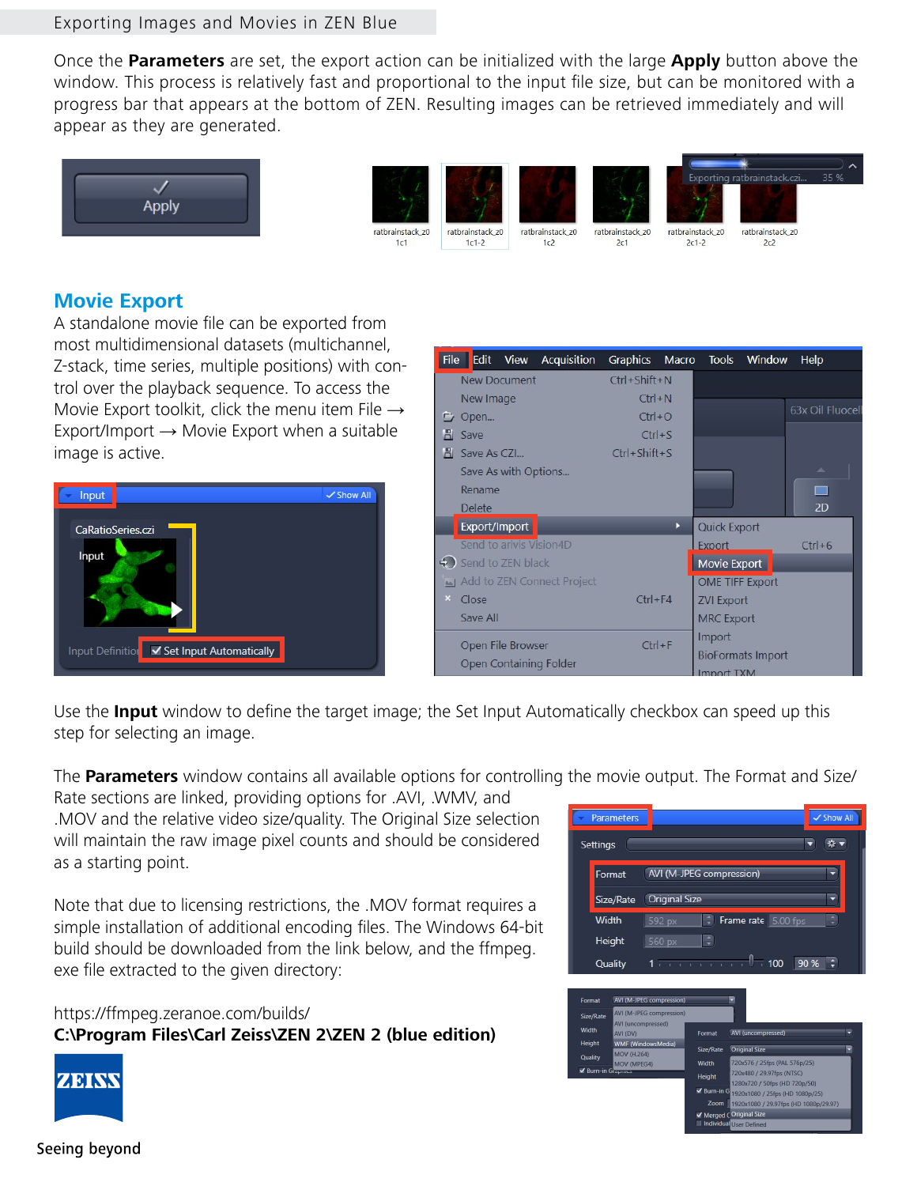Once the **Parameters** are set, the export action can be initialized with the large **Apply** button above the window. This process is relatively fast and proportional to the input file size, but can be monitored with a progress bar that appears at the bottom of ZEN. Resulting images can be retrieved immediately and will appear as they are generated.

## Movie Export

A standalone movie file can be exported from most multidimensional datasets (multichannel, Z-stack, time series, multiple positions) with control over the playback sequence. To access the Movie Export toolkit, click the menu item File → Export/Import → Movie Export when a suitable image is active.

Use the **Input** window to define the target image; the Set Input Automatically checkbox can speed up this step for selecting an image.

The **Parameters** window contains all available options for controlling the movie output. The Format and Size/Rate sections are linked, providing options for .AVI, .WMV, and .MOV and the relative video size/quality. The Original Size selection will maintain the raw image pixel counts and should be considered as a starting point.

Note that due to licensing restrictions, the .MOV format requires a simple installation of additional encoding files. The Windows 64-bit build should be downloaded from the link below, and the ffmpeg. exe file extracted to the given directory:

https://ffmpeg.zeranoe.com/builds/
**C:\Program Files\Carl Zeiss\ZEN 2\ZEN 2 (blue edition)**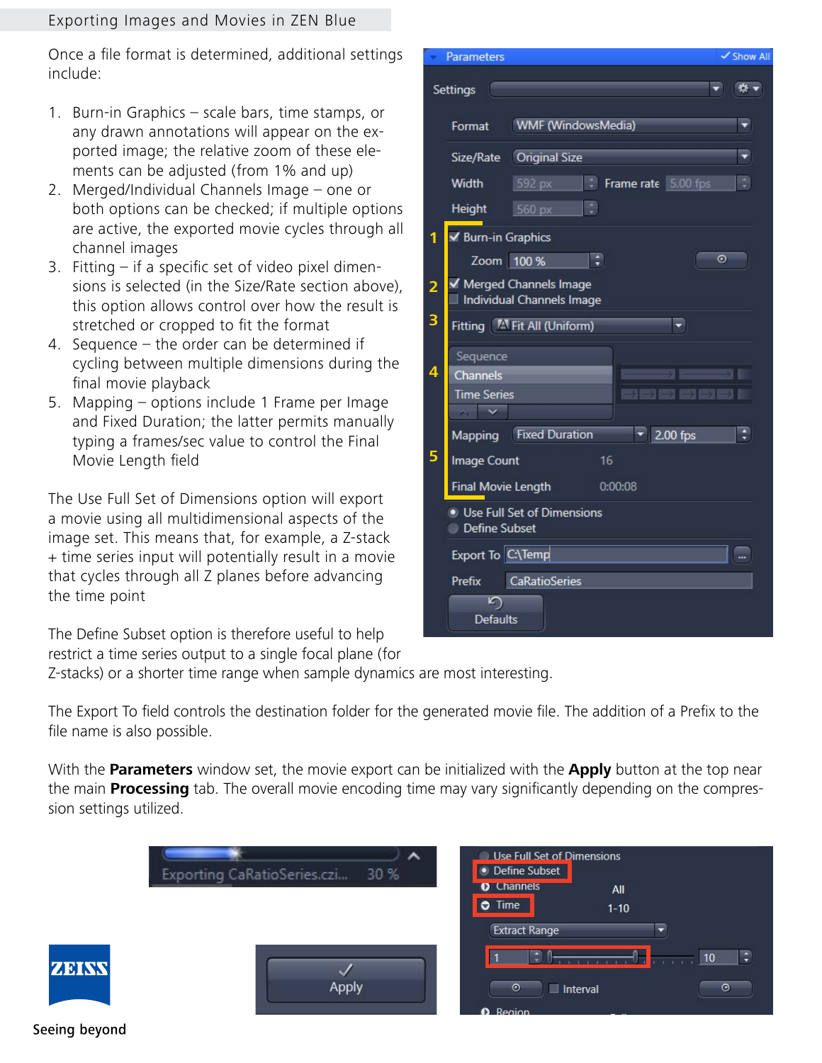## Exporting Images and Movies in ZEN Blue

Once a file format is determined, additional settings include:

1. Burn-in Graphics – scale bars, time stamps, or any drawn annotations will appear on the exported image; the relative zoom of these elements can be adjusted (from 1% and up)
2. Merged/Individual Channels Image – one or both options can be checked; if multiple options are active, the exported movie cycles through all channel images
3. Fitting – if a specific set of video pixel dimensions is selected (in the Size/Rate section above), this option allows control over how the result is stretched or cropped to fit the format
4. Sequence – the order can be determined if cycling between multiple dimensions during the final movie playback
5. Mapping – options include 1 Frame per Image and Fixed Duration; the latter permits manually typing a frames/sec value to control the Final Movie Length field

The Use Full Set of Dimensions option will export a movie using all multidimensional aspects of the image set. This means that, for example, a Z-stack + time series input will potentially result in a movie that cycles through all Z planes before advancing the time point

The Define Subset option is therefore useful to help restrict a time series output to a single focal plane (for Z-stacks) or a shorter time range when sample dynamics are most interesting.

The Export To field controls the destination folder for the generated movie file. The addition of a Prefix to the file name is also possible.

With the **Parameters** window set, the movie export can be initialized with the **Apply** button at the top near the main **Processing** tab. The overall movie encoding time may vary significantly depending on the compression settings utilized.